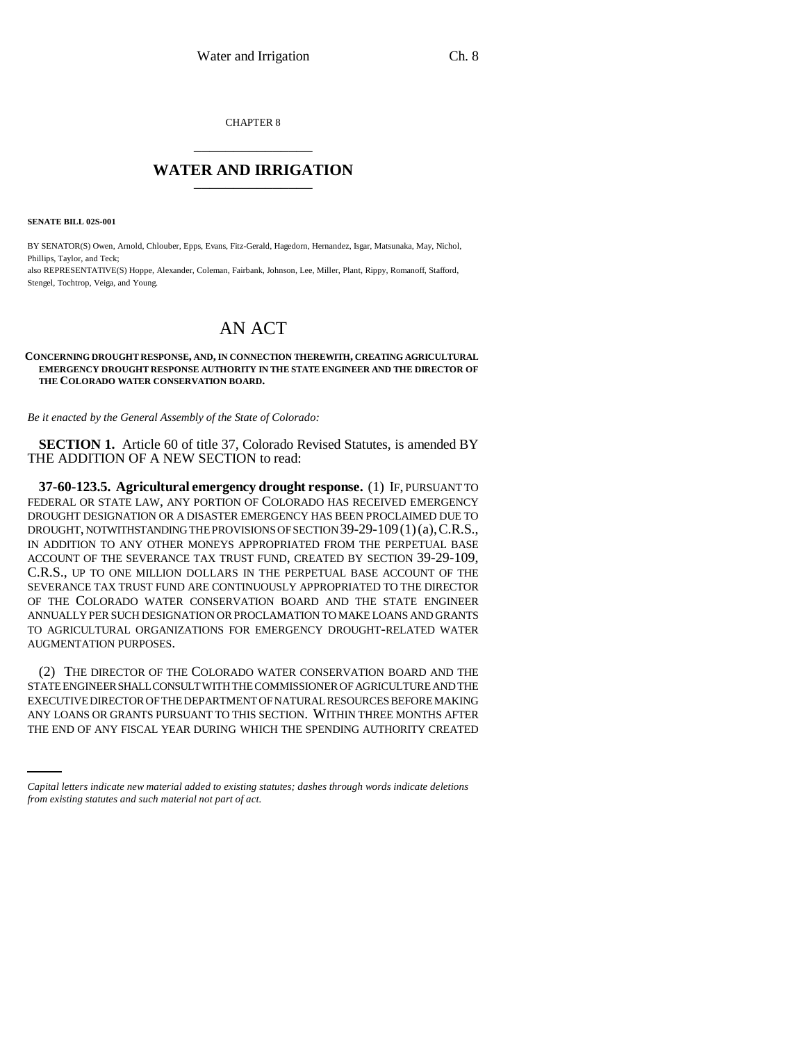CHAPTER 8

# WATER AND IRRIGATION

**SENATE BILL 02S-001**

BY SENATOR(S) Owen, Arnold, Chlouber, Epps, Evans, Fitz-Gerald, Hagedorn, Hernandez, Isgar, Matsunaka, May, Nichol, Phillips, Taylor, and Teck;

also REPRESENTATIVE(S) Hoppe, Alexander, Coleman, Fairbank, Johnson, Lee, Miller, Plant, Rippy, Romanoff, Stafford, Stengel, Tochtrop, Veiga, and Young.

# AN ACT

**CONCERNING DROUGHT RESPONSE, AND, IN CONNECTION THEREWITH, CREATING AGRICULTURAL EMERGENCY DROUGHT RESPONSE AUTHORITY IN THE STATE ENGINEER AND THE DIRECTOR OF THE COLORADO WATER CONSERVATION BOARD.**

*Be it enacted by the General Assembly of the State of Colorado:*

**SECTION 1.** Article 60 of title 37, Colorado Revised Statutes, is amended BY THE ADDITION OF A NEW SECTION to read:

**37-60-123.5. Agricultural emergency drought response.** (1) IF, PURSUANT TO FEDERAL OR STATE LAW, ANY PORTION OF COLORADO HAS RECEIVED EMERGENCY DROUGHT DESIGNATION OR A DISASTER EMERGENCY HAS BEEN PROCLAIMED DUE TO DROUGHT, NOTWITHSTANDING THE PROVISIONS OF SECTION 39-29-109 (1) (a), C.R.S., IN ADDITION TO ANY OTHER MONEYS APPROPRIATED FROM THE PERPETUAL BASE ACCOUNT OF THE SEVERANCE TAX TRUST FUND, CREATED BY SECTION 39-29-109, C.R.S., UP TO ONE MILLION DOLLARS IN THE PERPETUAL BASE ACCOUNT OF THE SEVERANCE TAX TRUST FUND ARE CONTINUOUSLY APPROPRIATED TO THE DIRECTOR OF THE COLORADO WATER CONSERVATION BOARD AND THE STATE ENGINEER ANNUALLY PER SUCH DESIGNATION OR PROCLAMATION TO MAKE LOANS AND GRANTS TO AGRICULTURAL ORGANIZATIONS FOR EMERGENCY DROUGHT-RELATED WATER AUGMENTATION PURPOSES.

(2) THE DIRECTOR OF THE COLORADO WATER CONSERVATION BOARD AND THE STATE ENGINEER SHALL CONSULT WITH THE COMMISSIONER OF AGRICULTURE AND THE EXECUTIVE DIRECTOR OF THE DEPARTMENT OF NATURAL RESOURCES BEFORE MAKING ANY LOANS OR GRANTS PURSUANT TO THIS SECTION. WITHIN THREE MONTHS AFTER THE END OF ANY FISCAL YEAR DURING WHICH THE SPENDING AUTHORITY CREATED

*Capital letters indicate new material added to existing statutes; dashes through words indicate deletions from existing statutes and such material not part of act.*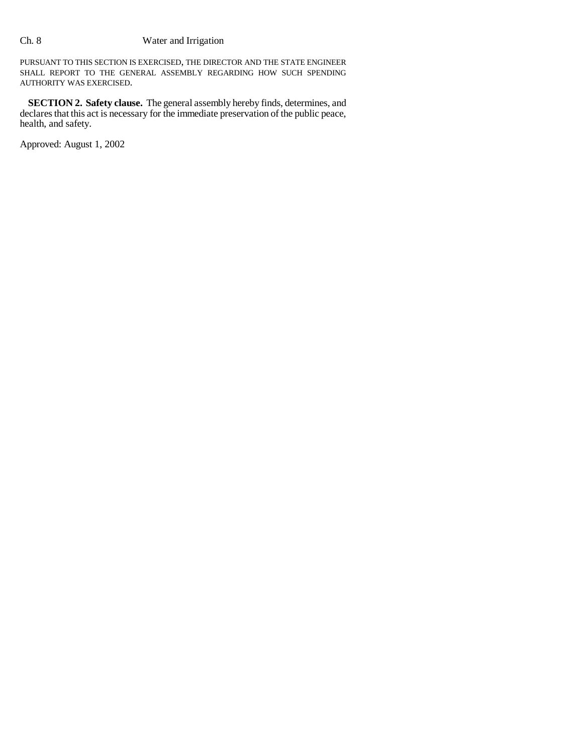PURSUANT TO THIS SECTION IS EXERCISED, THE DIRECTOR AND THE STATE ENGINEER SHALL REPORT TO THE GENERAL ASSEMBLY REGARDING HOW SUCH SPENDING AUTHORITY WAS EXERCISED.

**SECTION 2. Safety clause.** The general assembly hereby finds, determines, and declares that this act is necessary for the immediate preservation of the public peace, health, and safety.

Approved: August 1, 2002